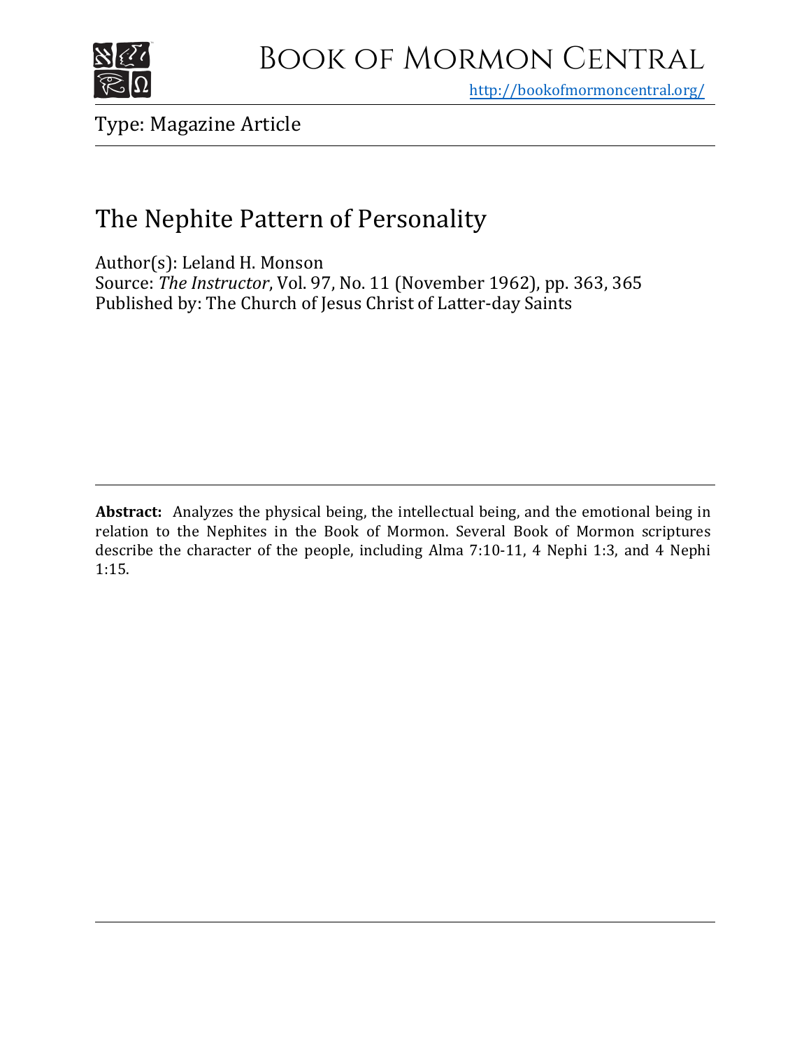# Book of Mormon Central

http://bookofmormoncentral.org/

Type: Magazine Article

## The Nephite Pattern of Personality

Author(s): Leland H. Monson
Source: *The Instructor*, Vol. 97, No. 11 (November 1962), pp. 363, 365
Published by: The Church of Jesus Christ of Latter-day Saints

---

**Abstract:** Analyzes the physical being, the intellectual being, and the emotional being in relation to the Nephites in the Book of Mormon. Several Book of Mormon scriptures describe the character of the people, including Alma 7:10-11, 4 Nephi 1:3, and 4 Nephi 1:15.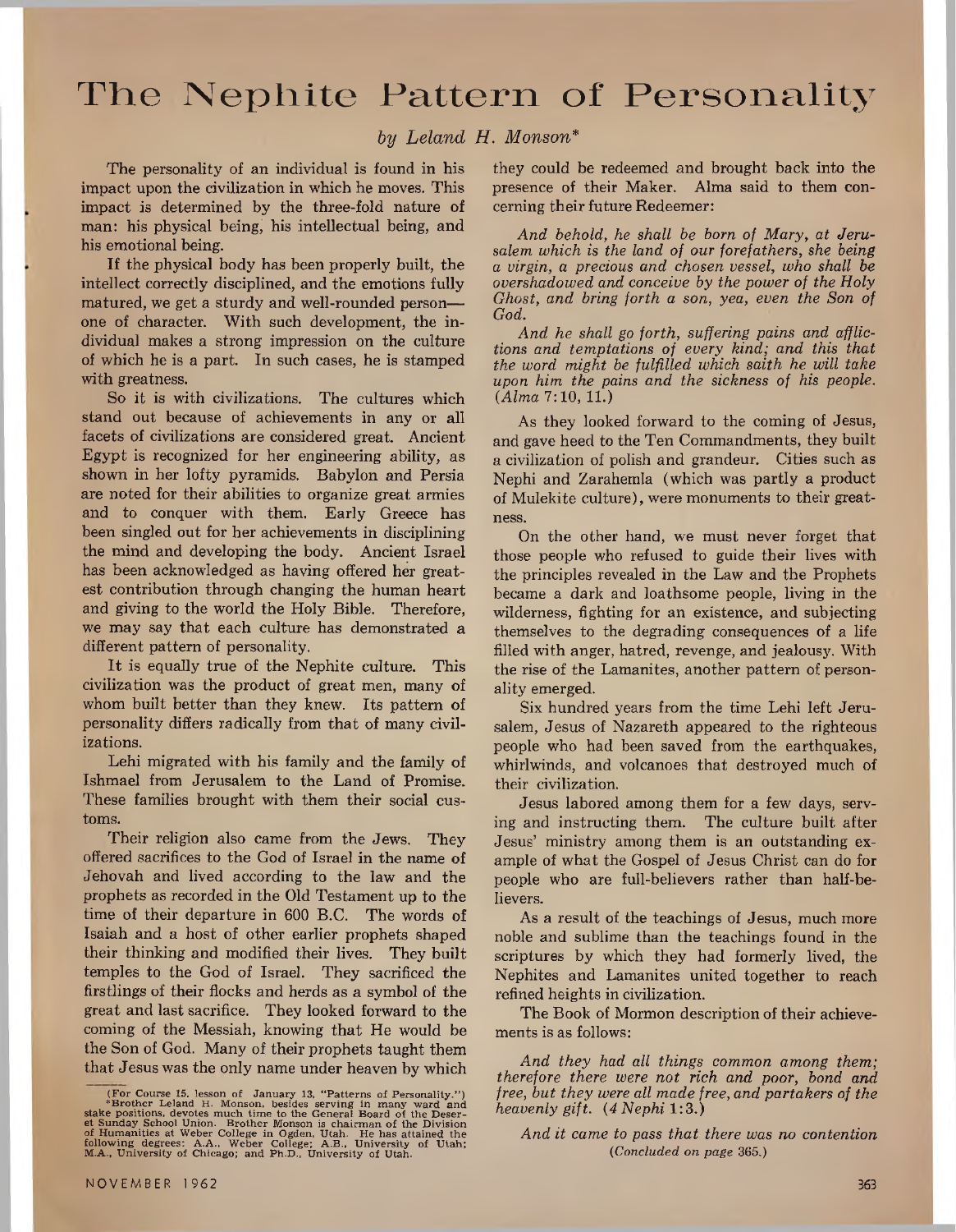# The Nephite Pattern of Personality

*by Leland H. Monson\**

The personality of an individual is found in his impact upon the civilization in which he moves. This impact is determined by the three-fold nature of man: his physical being, his intellectual being, and his emotional being.

If the physical body has been properly built, the intellect correctly disciplined, and the emotions fully matured, we get a sturdy and well-rounded person—one of character. With such development, the individual makes a strong impression on the culture of which he is a part. In such cases, he is stamped with greatness.

So it is with civilizations. The cultures which stand out because of achievements in any or all facets of civilizations are considered great. Ancient Egypt is recognized for her engineering ability, as shown in her lofty pyramids. Babylon and Persia are noted for their abilities to organize great armies and to conquer with them. Early Greece has been singled out for her achievements in disciplining the mind and developing the body. Ancient Israel has been acknowledged as having offered her greatest contribution through changing the human heart and giving to the world the Holy Bible. Therefore, we may say that each culture has demonstrated a different pattern of personality.

It is equally true of the Nephite culture. This civilization was the product of great men, many of whom built better than they knew. Its pattern of personality differs radically from that of many civilizations.

Lehi migrated with his family and the family of Ishmael from Jerusalem to the Land of Promise. These families brought with them their social customs.

Their religion also came from the Jews. They offered sacrifices to the God of Israel in the name of Jehovah and lived according to the law and the prophets as recorded in the Old Testament up to the time of their departure in 600 B.C. The words of Isaiah and a host of other earlier prophets shaped their thinking and modified their lives. They built temples to the God of Israel. They sacrificed the firstlings of their flocks and herds as a symbol of the great and last sacrifice. They looked forward to the coming of the Messiah, knowing that He would be the Son of God. Many of their prophets taught them that Jesus was the only name under heaven by which they could be redeemed and brought back into the presence of their Maker. Alma said to them concerning their future Redeemer:

*And behold, he shall be born of Mary, at Jerusalem which is the land of our forefathers, she being a virgin, a precious and chosen vessel, who shall be overshadowed and conceive by the power of the Holy Ghost, and bring forth a son, yea, even the Son of God.*

*And he shall go forth, suffering pains and afflictions and temptations of every kind; and this that the word might be fulfilled which saith he will take upon him the pains and the sickness of his people.* (*Alma* 7:10, 11.)

As they looked forward to the coming of Jesus, and gave heed to the Ten Commandments, they built a civilization of polish and grandeur. Cities such as Nephi and Zarahemla (which was partly a product of Mulekite culture), were monuments to their greatness.

On the other hand, we must never forget that those people who refused to guide their lives with the principles revealed in the Law and the Prophets became a dark and loathsome people, living in the wilderness, fighting for an existence, and subjecting themselves to the degrading consequences of a life filled with anger, hatred, revenge, and jealousy. With the rise of the Lamanites, another pattern of personality emerged.

Six hundred years from the time Lehi left Jerusalem, Jesus of Nazareth appeared to the righteous people who had been saved from the earthquakes, whirlwinds, and volcanoes that destroyed much of their civilization.

Jesus labored among them for a few days, serving and instructing them. The culture built after Jesus' ministry among them is an outstanding example of what the Gospel of Jesus Christ can do for people who are full-believers rather than half-believers.

As a result of the teachings of Jesus, much more noble and sublime than the teachings found in the scriptures by which they had formerly lived, the Nephites and Lamanites united together to reach refined heights in civilization.

The Book of Mormon description of their achievements is as follows:

*And they had all things common among them; therefore there were not rich and poor, bond and free, but they were all made free, and partakers of the heavenly gift.* (*4 Nephi* 1:3.)

*And it came to pass that there was no contention*

(*Concluded on page* 365.)

---

(For Course 15, lesson of January 13, "Patterns of Personality.")

\*Brother Leland H. Monson, besides serving in many ward and stake positions, devotes much time to the General Board of the Deseret Sunday School Union. Brother Monson is chairman of the Division of Humanities at Weber College in Ogden, Utah. He has attained the following degrees: A.A., Weber College; A.B., University of Utah; M.A., University of Chicago; and Ph.D., University of Utah.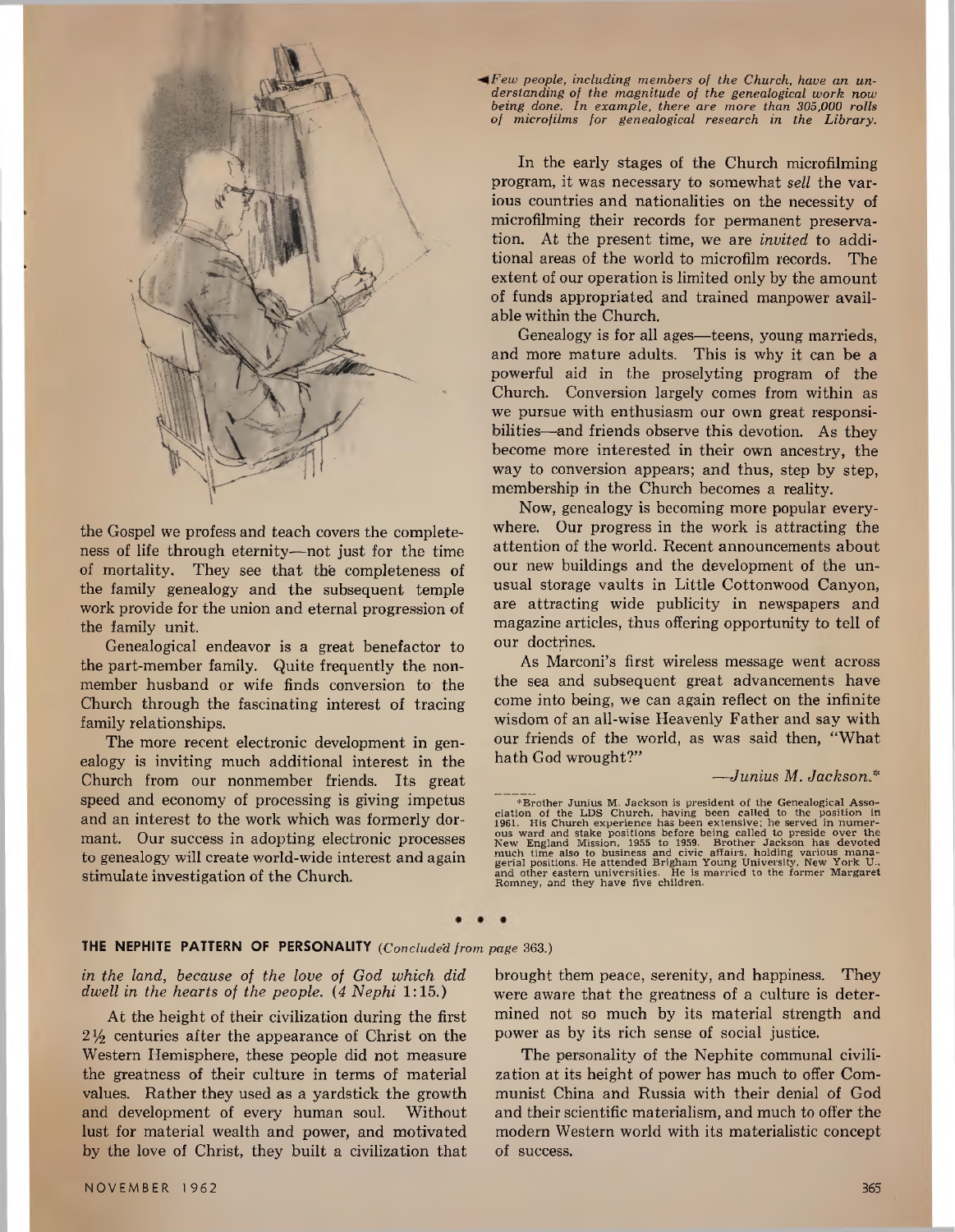*Few people, including members of the Church, have an understanding of the magnitude of the genealogical work now being done. In example, there are more than 305,000 rolls of microfilms for genealogical research in the Library.*

the Gospel we profess and teach covers the completeness of life through eternity—not just for the time of mortality. They see that the completeness of the family genealogy and the subsequent temple work provide for the union and eternal progression of the family unit.

Genealogical endeavor is a great benefactor to the part-member family. Quite frequently the nonmember husband or wife finds conversion to the Church through the fascinating interest of tracing family relationships.

The more recent electronic development in genealogy is inviting much additional interest in the Church from our nonmember friends. Its great speed and economy of processing is giving impetus and an interest to the work which was formerly dormant. Our success in adopting electronic processes to genealogy will create world-wide interest and again stimulate investigation of the Church.

In the early stages of the Church microfilming program, it was necessary to somewhat *sell* the various countries and nationalities on the necessity of microfilming their records for permanent preservation. At the present time, we are *invited* to additional areas of the world to microfilm records. The extent of our operation is limited only by the amount of funds appropriated and trained manpower available within the Church.

Genealogy is for all ages—teens, young marrieds, and more mature adults. This is why it can be a powerful aid in the proselyting program of the Church. Conversion largely comes from within as we pursue with enthusiasm our own great responsibilities—and friends observe this devotion. As they become more interested in their own ancestry, the way to conversion appears; and thus, step by step, membership in the Church becomes a reality.

Now, genealogy is becoming more popular everywhere. Our progress in the work is attracting the attention of the world. Recent announcements about our new buildings and the development of the unusual storage vaults in Little Cottonwood Canyon, are attracting wide publicity in newspapers and magazine articles, thus offering opportunity to tell of our doctrines.

As Marconi's first wireless message went across the sea and subsequent great advancements have come into being, we can again reflect on the infinite wisdom of an all-wise Heavenly Father and say with our friends of the world, as was said then, "What hath God wrought?"

—*Junius M. Jackson.**

*Brother Junius M. Jackson is president of the Genealogical Association of the LDS Church, having been called to the position in 1961. His Church experience has been extensive; he served in numerous ward and stake positions before being called to preside over the New England Mission, 1955 to 1959. Brother Jackson has devoted much time also to business and civic affairs, holding various managerial positions. He attended Brigham Young University, New York U., and other eastern universities. He is married to the former Margaret Romney, and they have five children.

• • •

**THE NEPHITE PATTERN OF PERSONALITY** *(Concluded from page 363.)*

*in the land, because of the love of God which did dwell in the hearts of the people. (4 Nephi 1:15.)*

At the height of their civilization during the first 2½ centuries after the appearance of Christ on the Western Hemisphere, these people did not measure the greatness of their culture in terms of material values. Rather they used as a yardstick the growth and development of every human soul. Without lust for material wealth and power, and motivated by the love of Christ, they built a civilization that brought them peace, serenity, and happiness. They were aware that the greatness of a culture is determined not so much by its material strength and power as by its rich sense of social justice.

The personality of the Nephite communal civilization at its height of power has much to offer Communist China and Russia with their denial of God and their scientific materialism, and much to offer the modern Western world with its materialistic concept of success.